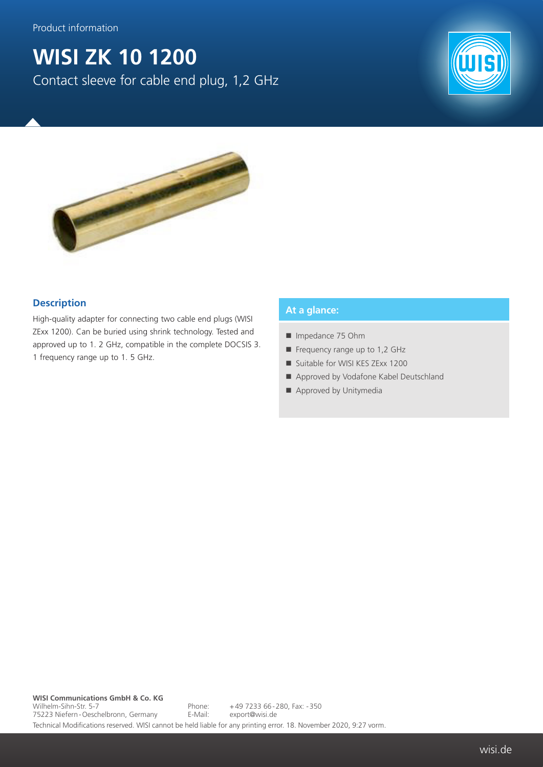Product information

# WISI ZK 10 1200

Contact sleeve for cable end plug, 1,2 GHz

## Description

High-quality adapter for connecting two cable end plugs (WISI ZExx 1200). Can be buried using shrink technology. Tested and approved up to 1. 2 GHz, compatible in the complete DOCSIS 3. 1 frequency range up to 1. 5 GHz.

## At a glance:

- Impedance 75 Ohm
- Frequency range up to 1,2 GHz
- Suitable for WISI KES ZExx 1200
- Approved by Vodafone Kabel Deutschland
- Approved by Unitymedia

**WISI Communications GmbH & Co. KG**
Wilhelm-Sihn-Str. 5-7
75223 Niefern-Oeschelbronn, Germany

Phone: +49 7233 66-280, Fax: -350
E-Mail: export@wisi.de

Technical Modifications reserved. WISI cannot be held liable for any printing error. 18. November 2020, 9:27 vorm.

wisi.de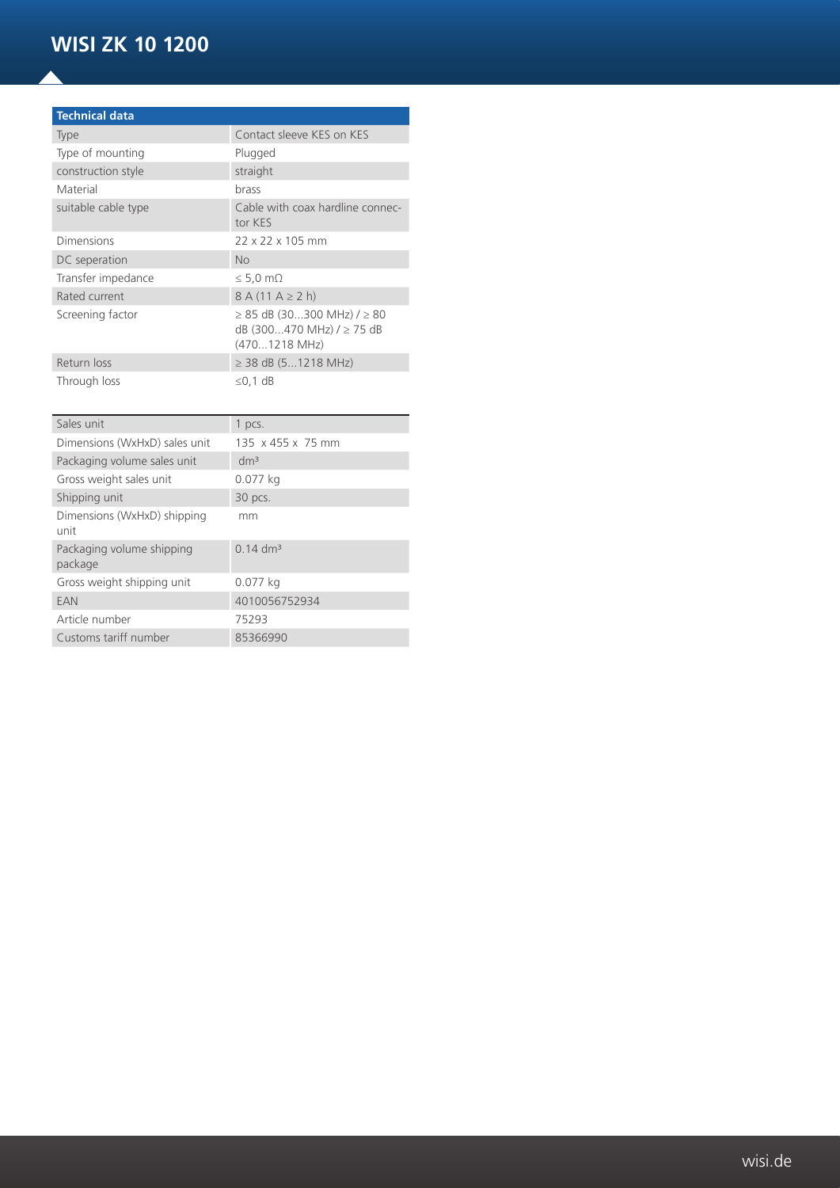# WISI ZK 10 1200

| Technical data | |
|---|---|
| Type | Contact sleeve KES on KES |
| Type of mounting | Plugged |
| construction style | straight |
| Material | brass |
| suitable cable type | Cable with coax hardline connector KES |
| Dimensions | 22 x 22 x 105 mm |
| DC seperation | No |
| Transfer impedance | ≤ 5,0 mΩ |
| Rated current | 8 A (11 A ≥ 2 h) |
| Screening factor | ≥ 85 dB (30...300 MHz) / ≥ 80 dB (300...470 MHz) / ≥ 75 dB (470...1218 MHz) |
| Return loss | ≥ 38 dB (5...1218 MHz) |
| Through loss | ≤0,1 dB |

| | |
|---|---|
| Sales unit | 1 pcs. |
| Dimensions (WxHxD) sales unit | 135 x 455 x 75 mm |
| Packaging volume sales unit | dm³ |
| Gross weight sales unit | 0.077 kg |
| Shipping unit | 30 pcs. |
| Dimensions (WxHxD) shipping unit | mm |
| Packaging volume shipping package | 0.14 dm³ |
| Gross weight shipping unit | 0.077 kg |
| EAN | 4010056752934 |
| Article number | 75293 |
| Customs tariff number | 85366990 |